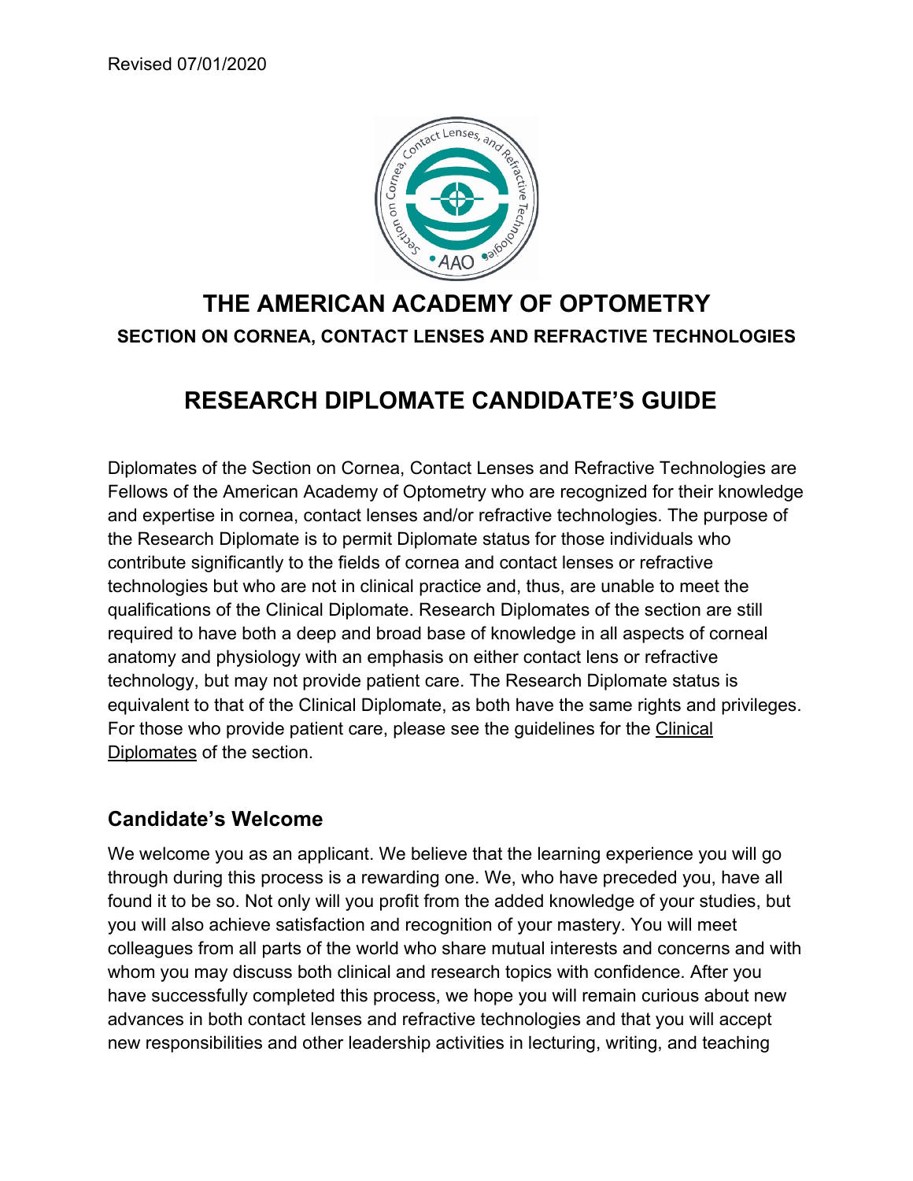Revised 07/01/2020

# THE AMERICAN ACADEMY OF OPTOMETRY

### SECTION ON CORNEA, CONTACT LENSES AND REFRACTIVE TECHNOLOGIES

## RESEARCH DIPLOMATE CANDIDATE'S GUIDE

Diplomates of the Section on Cornea, Contact Lenses and Refractive Technologies are Fellows of the American Academy of Optometry who are recognized for their knowledge and expertise in cornea, contact lenses and/or refractive technologies. The purpose of the Research Diplomate is to permit Diplomate status for those individuals who contribute significantly to the fields of cornea and contact lenses or refractive technologies but who are not in clinical practice and, thus, are unable to meet the qualifications of the Clinical Diplomate. Research Diplomates of the section are still required to have both a deep and broad base of knowledge in all aspects of corneal anatomy and physiology with an emphasis on either contact lens or refractive technology, but may not provide patient care. The Research Diplomate status is equivalent to that of the Clinical Diplomate, as both have the same rights and privileges. For those who provide patient care, please see the guidelines for the Clinical Diplomates of the section.

### Candidate's Welcome

We welcome you as an applicant. We believe that the learning experience you will go through during this process is a rewarding one. We, who have preceded you, have all found it to be so. Not only will you profit from the added knowledge of your studies, but you will also achieve satisfaction and recognition of your mastery. You will meet colleagues from all parts of the world who share mutual interests and concerns and with whom you may discuss both clinical and research topics with confidence. After you have successfully completed this process, we hope you will remain curious about new advances in both contact lenses and refractive technologies and that you will accept new responsibilities and other leadership activities in lecturing, writing, and teaching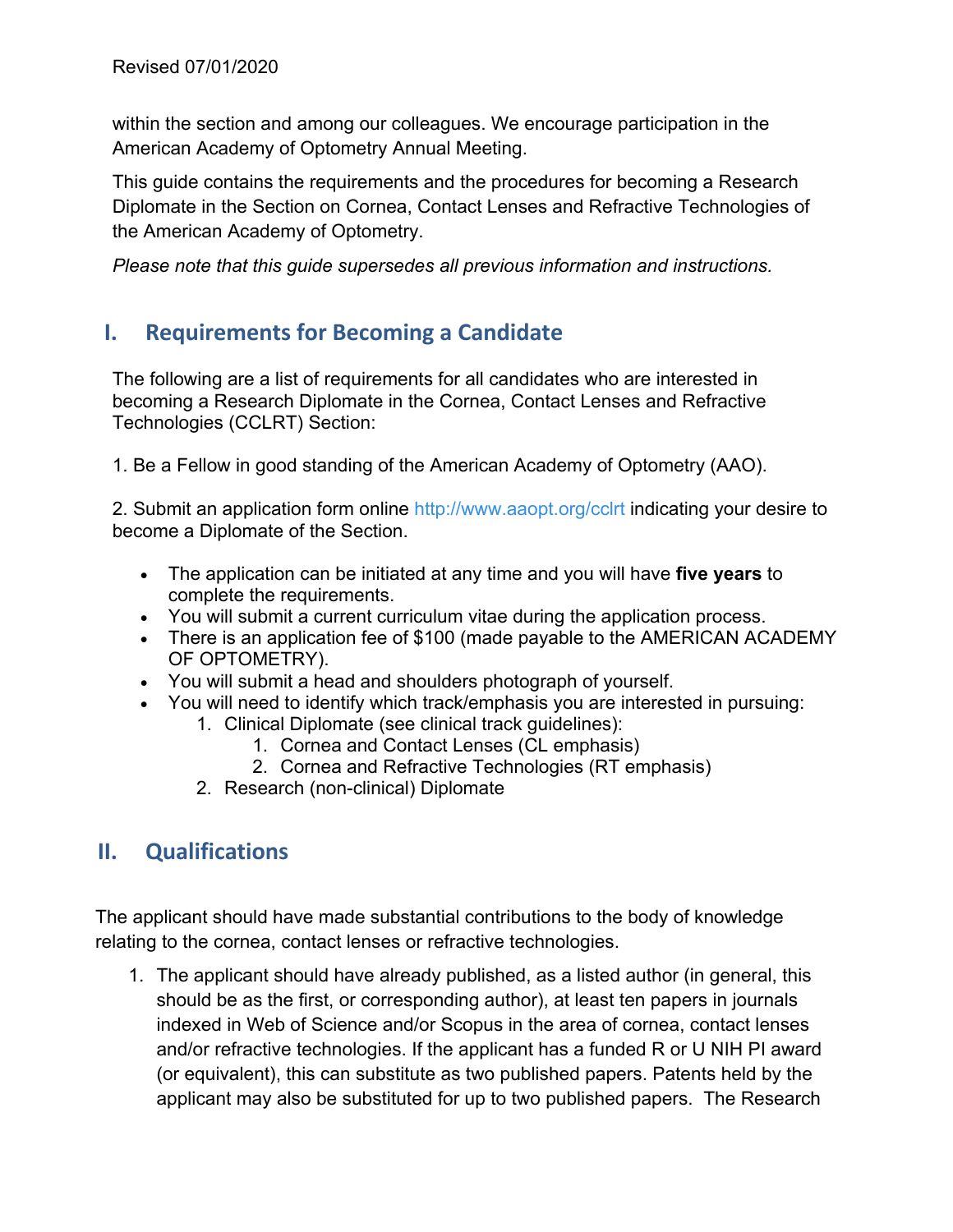within the section and among our colleagues. We encourage participation in the American Academy of Optometry Annual Meeting.

This guide contains the requirements and the procedures for becoming a Research Diplomate in the Section on Cornea, Contact Lenses and Refractive Technologies of the American Academy of Optometry.

*Please note that this guide supersedes all previous information and instructions.*

## I. Requirements for Becoming a Candidate

The following are a list of requirements for all candidates who are interested in becoming a Research Diplomate in the Cornea, Contact Lenses and Refractive Technologies (CCLRT) Section:

1. Be a Fellow in good standing of the American Academy of Optometry (AAO).

2. Submit an application form online http://www.aaopt.org/cclrt indicating your desire to become a Diplomate of the Section.

- The application can be initiated at any time and you will have **five years** to complete the requirements.
- You will submit a current curriculum vitae during the application process.
- There is an application fee of $100 (made payable to the AMERICAN ACADEMY OF OPTOMETRY).
- You will submit a head and shoulders photograph of yourself.
- You will need to identify which track/emphasis you are interested in pursuing:
    1. Clinical Diplomate (see clinical track guidelines):
        1. Cornea and Contact Lenses (CL emphasis)
        2. Cornea and Refractive Technologies (RT emphasis)
    2. Research (non-clinical) Diplomate

## II. Qualifications

The applicant should have made substantial contributions to the body of knowledge relating to the cornea, contact lenses or refractive technologies.

1. The applicant should have already published, as a listed author (in general, this should be as the first, or corresponding author), at least ten papers in journals indexed in Web of Science and/or Scopus in the area of cornea, contact lenses and/or refractive technologies. If the applicant has a funded R or U NIH PI award (or equivalent), this can substitute as two published papers. Patents held by the applicant may also be substituted for up to two published papers. The Research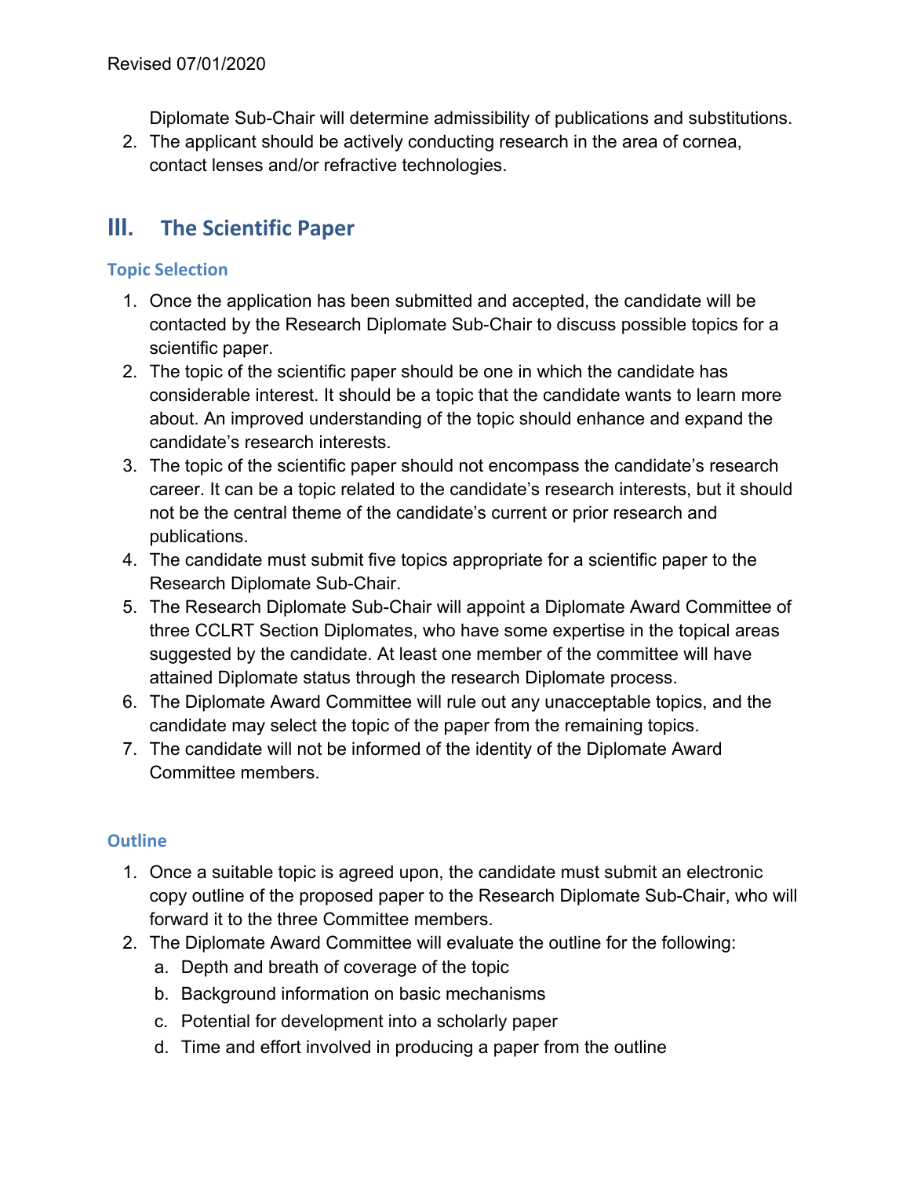Diplomate Sub-Chair will determine admissibility of publications and substitutions.

2. The applicant should be actively conducting research in the area of cornea, contact lenses and/or refractive technologies.

## III. The Scientific Paper

### Topic Selection

1. Once the application has been submitted and accepted, the candidate will be contacted by the Research Diplomate Sub-Chair to discuss possible topics for a scientific paper.
2. The topic of the scientific paper should be one in which the candidate has considerable interest. It should be a topic that the candidate wants to learn more about. An improved understanding of the topic should enhance and expand the candidate's research interests.
3. The topic of the scientific paper should not encompass the candidate's research career. It can be a topic related to the candidate's research interests, but it should not be the central theme of the candidate's current or prior research and publications.
4. The candidate must submit five topics appropriate for a scientific paper to the Research Diplomate Sub-Chair.
5. The Research Diplomate Sub-Chair will appoint a Diplomate Award Committee of three CCLRT Section Diplomates, who have some expertise in the topical areas suggested by the candidate. At least one member of the committee will have attained Diplomate status through the research Diplomate process.
6. The Diplomate Award Committee will rule out any unacceptable topics, and the candidate may select the topic of the paper from the remaining topics.
7. The candidate will not be informed of the identity of the Diplomate Award Committee members.

### Outline

1. Once a suitable topic is agreed upon, the candidate must submit an electronic copy outline of the proposed paper to the Research Diplomate Sub-Chair, who will forward it to the three Committee members.
2. The Diplomate Award Committee will evaluate the outline for the following:
   a. Depth and breath of coverage of the topic
   b. Background information on basic mechanisms
   c. Potential for development into a scholarly paper
   d. Time and effort involved in producing a paper from the outline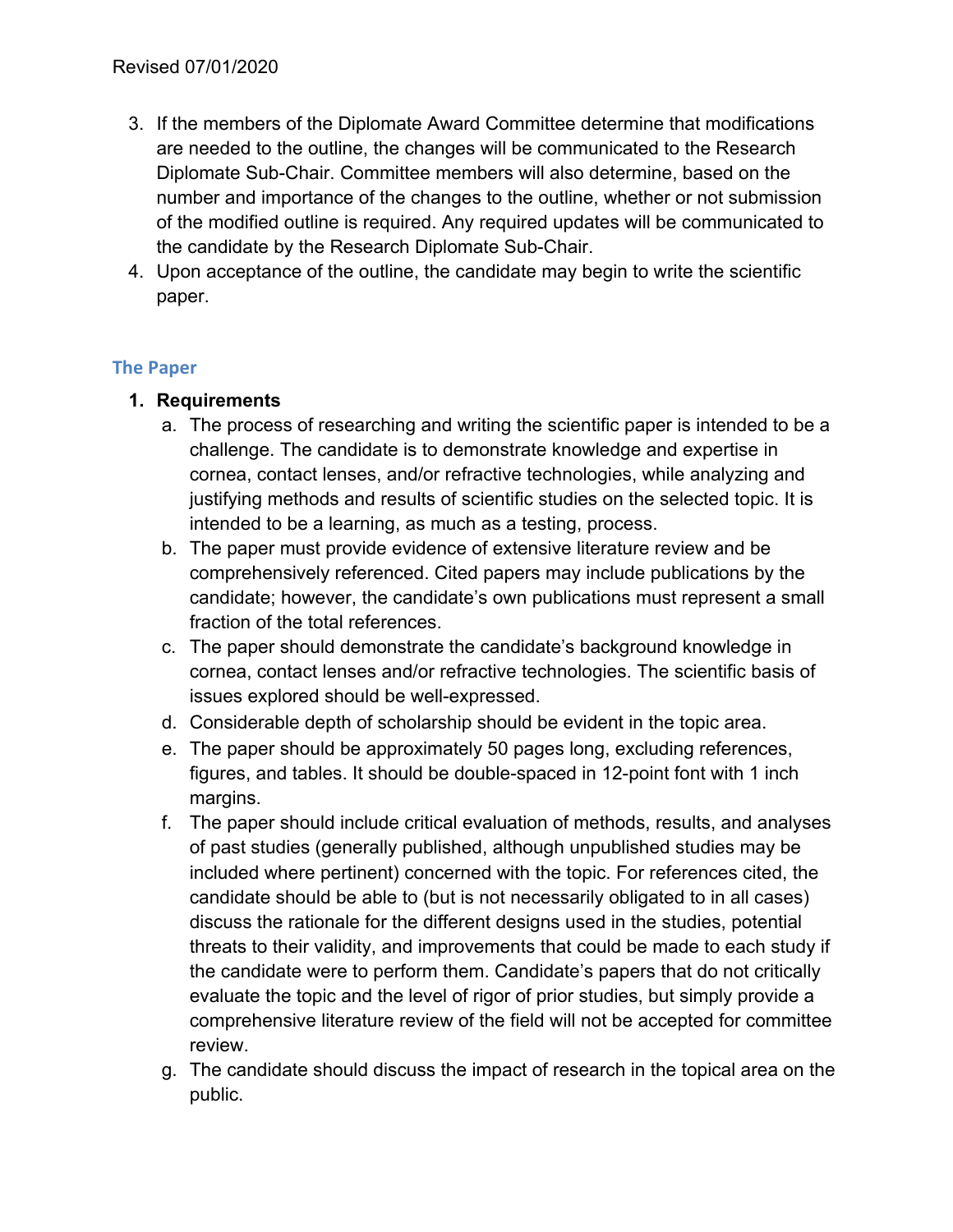3. If the members of the Diplomate Award Committee determine that modifications are needed to the outline, the changes will be communicated to the Research Diplomate Sub-Chair. Committee members will also determine, based on the number and importance of the changes to the outline, whether or not submission of the modified outline is required. Any required updates will be communicated to the candidate by the Research Diplomate Sub-Chair.
4. Upon acceptance of the outline, the candidate may begin to write the scientific paper.

## The Paper

1. **Requirements**
   a. The process of researching and writing the scientific paper is intended to be a challenge. The candidate is to demonstrate knowledge and expertise in cornea, contact lenses, and/or refractive technologies, while analyzing and justifying methods and results of scientific studies on the selected topic. It is intended to be a learning, as much as a testing, process.
   b. The paper must provide evidence of extensive literature review and be comprehensively referenced. Cited papers may include publications by the candidate; however, the candidate's own publications must represent a small fraction of the total references.
   c. The paper should demonstrate the candidate's background knowledge in cornea, contact lenses and/or refractive technologies. The scientific basis of issues explored should be well-expressed.
   d. Considerable depth of scholarship should be evident in the topic area.
   e. The paper should be approximately 50 pages long, excluding references, figures, and tables. It should be double-spaced in 12-point font with 1 inch margins.
   f. The paper should include critical evaluation of methods, results, and analyses of past studies (generally published, although unpublished studies may be included where pertinent) concerned with the topic. For references cited, the candidate should be able to (but is not necessarily obligated to in all cases) discuss the rationale for the different designs used in the studies, potential threats to their validity, and improvements that could be made to each study if the candidate were to perform them. Candidate's papers that do not critically evaluate the topic and the level of rigor of prior studies, but simply provide a comprehensive literature review of the field will not be accepted for committee review.
   g. The candidate should discuss the impact of research in the topical area on the public.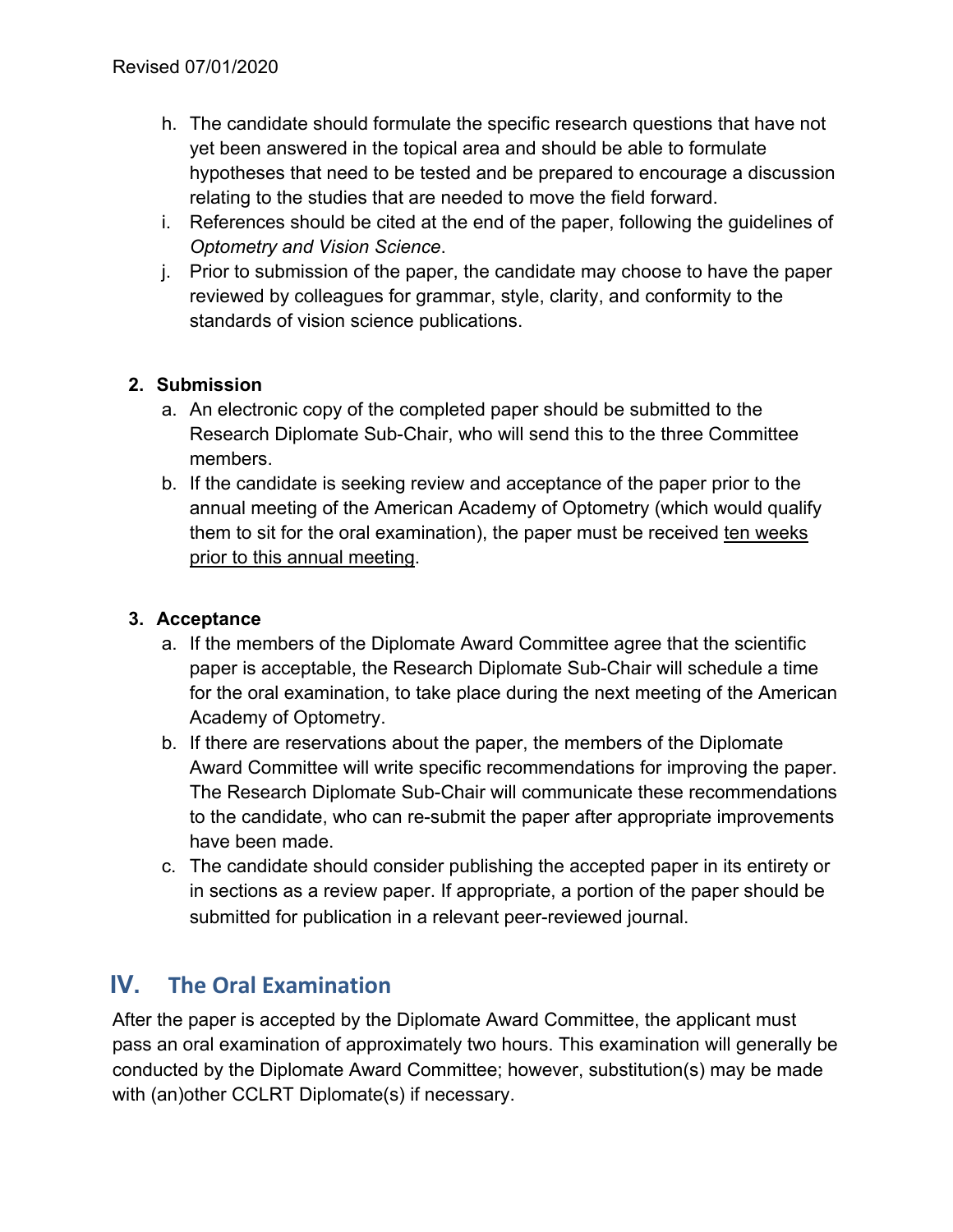h. The candidate should formulate the specific research questions that have not yet been answered in the topical area and should be able to formulate hypotheses that need to be tested and be prepared to encourage a discussion relating to the studies that are needed to move the field forward.
i. References should be cited at the end of the paper, following the guidelines of *Optometry and Vision Science*.
j. Prior to submission of the paper, the candidate may choose to have the paper reviewed by colleagues for grammar, style, clarity, and conformity to the standards of vision science publications.

2. **Submission**
   a. An electronic copy of the completed paper should be submitted to the Research Diplomate Sub-Chair, who will send this to the three Committee members.
   b. If the candidate is seeking review and acceptance of the paper prior to the annual meeting of the American Academy of Optometry (which would qualify them to sit for the oral examination), the paper must be received ten weeks prior to this annual meeting.

3. **Acceptance**
   a. If the members of the Diplomate Award Committee agree that the scientific paper is acceptable, the Research Diplomate Sub-Chair will schedule a time for the oral examination, to take place during the next meeting of the American Academy of Optometry.
   b. If there are reservations about the paper, the members of the Diplomate Award Committee will write specific recommendations for improving the paper. The Research Diplomate Sub-Chair will communicate these recommendations to the candidate, who can re-submit the paper after appropriate improvements have been made.
   c. The candidate should consider publishing the accepted paper in its entirety or in sections as a review paper. If appropriate, a portion of the paper should be submitted for publication in a relevant peer-reviewed journal.

## IV. The Oral Examination

After the paper is accepted by the Diplomate Award Committee, the applicant must pass an oral examination of approximately two hours. This examination will generally be conducted by the Diplomate Award Committee; however, substitution(s) may be made with (an)other CCLRT Diplomate(s) if necessary.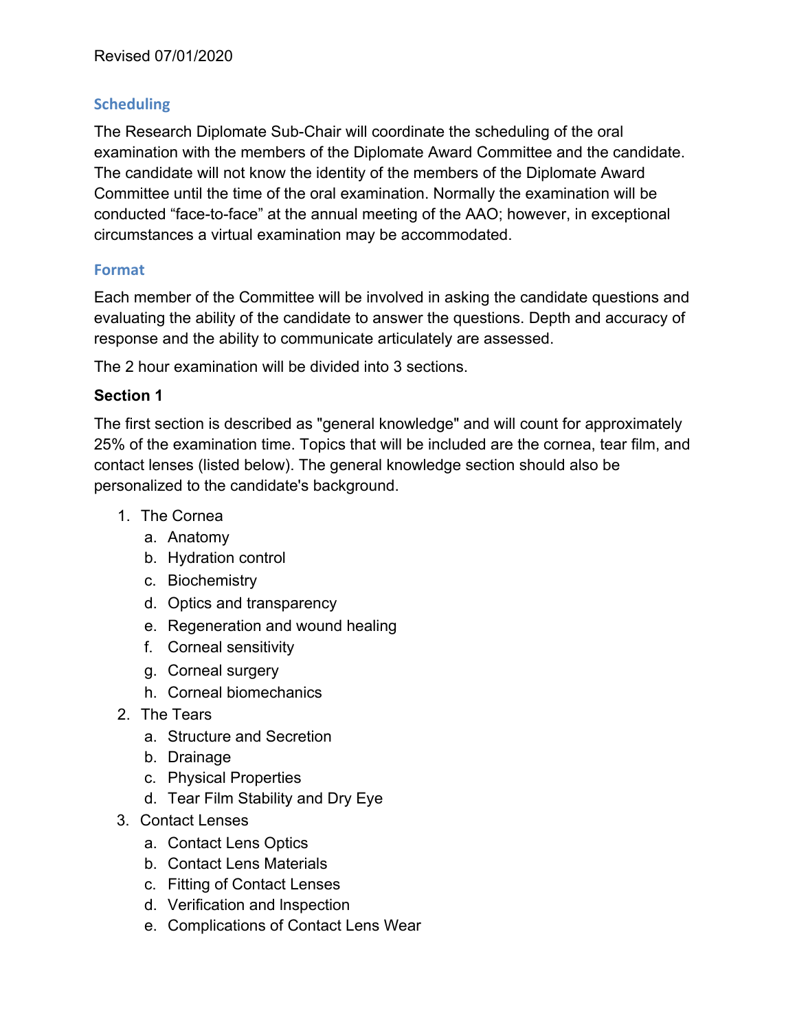Revised 07/01/2020

## Scheduling

The Research Diplomate Sub-Chair will coordinate the scheduling of the oral examination with the members of the Diplomate Award Committee and the candidate. The candidate will not know the identity of the members of the Diplomate Award Committee until the time of the oral examination. Normally the examination will be conducted “face-to-face” at the annual meeting of the AAO; however, in exceptional circumstances a virtual examination may be accommodated.

## Format

Each member of the Committee will be involved in asking the candidate questions and evaluating the ability of the candidate to answer the questions. Depth and accuracy of response and the ability to communicate articulately are assessed.

The 2 hour examination will be divided into 3 sections.

**Section 1**

The first section is described as "general knowledge" and will count for approximately 25% of the examination time. Topics that will be included are the cornea, tear film, and contact lenses (listed below). The general knowledge section should also be personalized to the candidate's background.

1. The Cornea
   a. Anatomy
   b. Hydration control
   c. Biochemistry
   d. Optics and transparency
   e. Regeneration and wound healing
   f. Corneal sensitivity
   g. Corneal surgery
   h. Corneal biomechanics
2. The Tears
   a. Structure and Secretion
   b. Drainage
   c. Physical Properties
   d. Tear Film Stability and Dry Eye
3. Contact Lenses
   a. Contact Lens Optics
   b. Contact Lens Materials
   c. Fitting of Contact Lenses
   d. Verification and Inspection
   e. Complications of Contact Lens Wear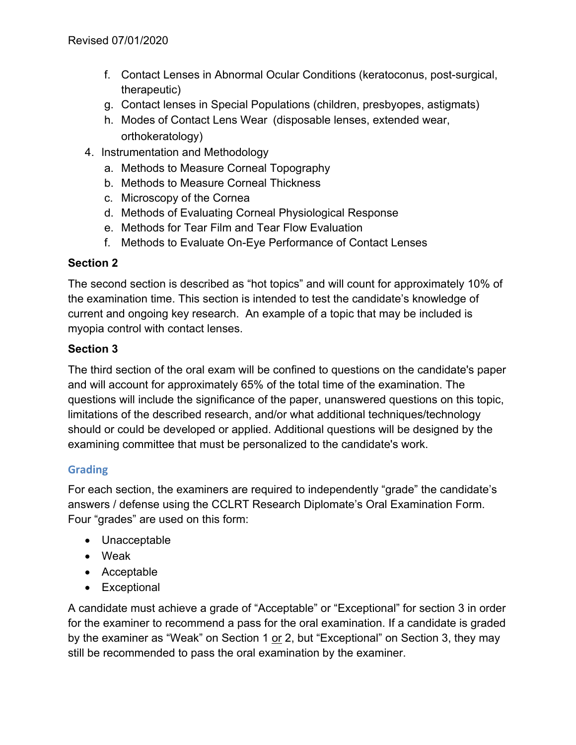f. Contact Lenses in Abnormal Ocular Conditions (keratoconus, post-surgical, therapeutic)
   g. Contact lenses in Special Populations (children, presbyopes, astigmats)
   h. Modes of Contact Lens Wear (disposable lenses, extended wear, orthokeratology)
4. Instrumentation and Methodology
   a. Methods to Measure Corneal Topography
   b. Methods to Measure Corneal Thickness
   c. Microscopy of the Cornea
   d. Methods of Evaluating Corneal Physiological Response
   e. Methods for Tear Film and Tear Flow Evaluation
   f. Methods to Evaluate On-Eye Performance of Contact Lenses

**Section 2**

The second section is described as "hot topics" and will count for approximately 10% of the examination time. This section is intended to test the candidate's knowledge of current and ongoing key research. An example of a topic that may be included is myopia control with contact lenses.

**Section 3**

The third section of the oral exam will be confined to questions on the candidate's paper and will account for approximately 65% of the total time of the examination. The questions will include the significance of the paper, unanswered questions on this topic, limitations of the described research, and/or what additional techniques/technology should or could be developed or applied. Additional questions will be designed by the examining committee that must be personalized to the candidate's work.

## Grading

For each section, the examiners are required to independently "grade" the candidate's answers / defense using the CCLRT Research Diplomate's Oral Examination Form. Four "grades" are used on this form:

- Unacceptable
- Weak
- Acceptable
- Exceptional

A candidate must achieve a grade of "Acceptable" or "Exceptional" for section 3 in order for the examiner to recommend a pass for the oral examination. If a candidate is graded by the examiner as "Weak" on Section 1 or 2, but "Exceptional" on Section 3, they may still be recommended to pass the oral examination by the examiner.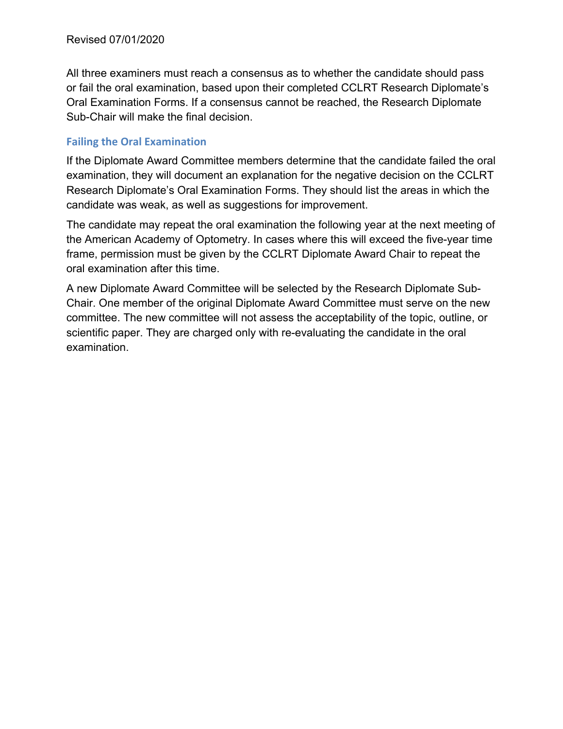All three examiners must reach a consensus as to whether the candidate should pass or fail the oral examination, based upon their completed CCLRT Research Diplomate's Oral Examination Forms. If a consensus cannot be reached, the Research Diplomate Sub-Chair will make the final decision.

### Failing the Oral Examination

If the Diplomate Award Committee members determine that the candidate failed the oral examination, they will document an explanation for the negative decision on the CCLRT Research Diplomate's Oral Examination Forms. They should list the areas in which the candidate was weak, as well as suggestions for improvement.

The candidate may repeat the oral examination the following year at the next meeting of the American Academy of Optometry. In cases where this will exceed the five-year time frame, permission must be given by the CCLRT Diplomate Award Chair to repeat the oral examination after this time.

A new Diplomate Award Committee will be selected by the Research Diplomate Sub-Chair. One member of the original Diplomate Award Committee must serve on the new committee. The new committee will not assess the acceptability of the topic, outline, or scientific paper. They are charged only with re-evaluating the candidate in the oral examination.